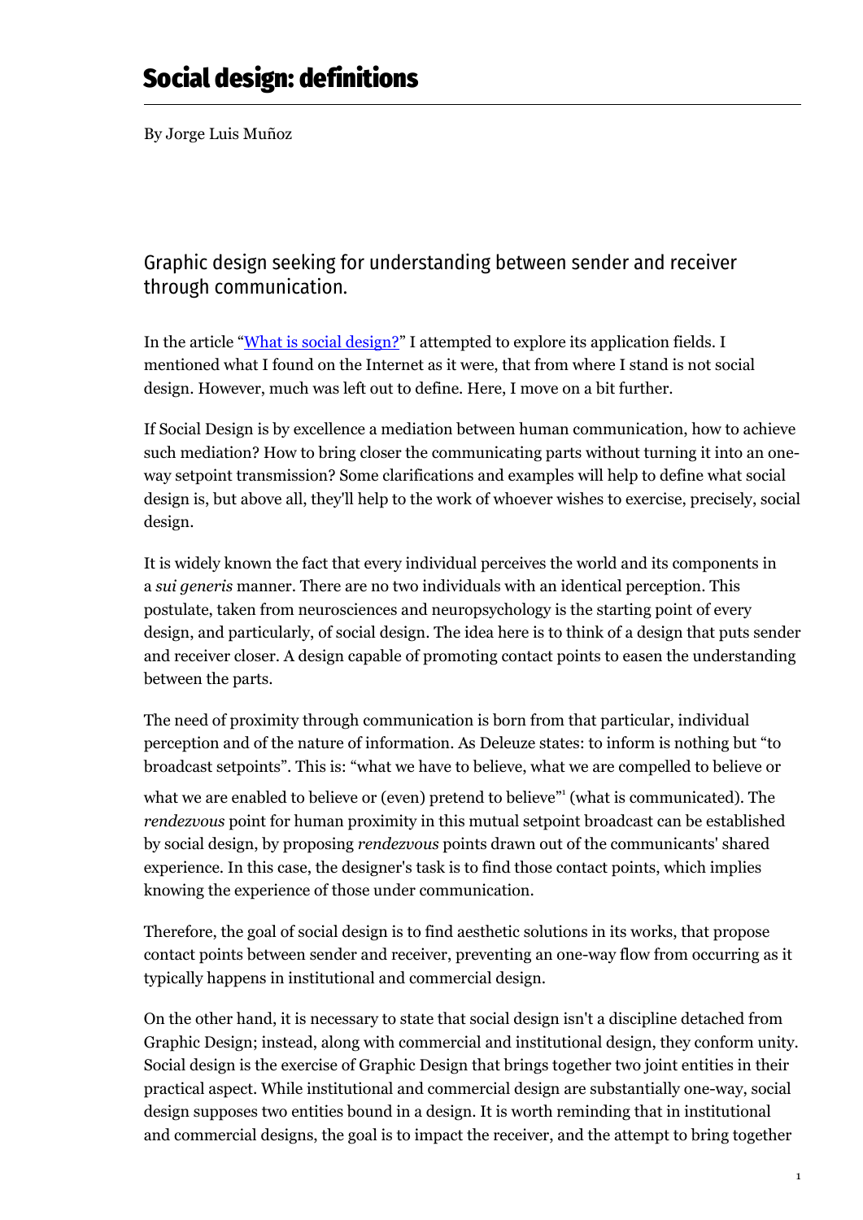# Social design: definitions

By Jorge Luis Muñoz

## Graphic design seeking for understanding between sender and receiver through communication.

In the article "[What is social design?](#)" I attempted to explore its application fields. I mentioned what I found on the Internet as it were, that from where I stand is not social design. However, much was left out to define. Here, I move on a bit further.

If Social Design is by excellence a mediation between human communication, how to achieve such mediation? How to bring closer the communicating parts without turning it into an one-way setpoint transmission? Some clarifications and examples will help to define what social design is, but above all, they'll help to the work of whoever wishes to exercise, precisely, social design.

It is widely known the fact that every individual perceives the world and its components in a *sui generis* manner. There are no two individuals with an identical perception. This postulate, taken from neurosciences and neuropsychology is the starting point of every design, and particularly, of social design. The idea here is to think of a design that puts sender and receiver closer. A design capable of promoting contact points to easen the understanding between the parts.

The need of proximity through communication is born from that particular, individual perception and of the nature of information. As Deleuze states: to inform is nothing but "to broadcast setpoints". This is: "what we have to believe, what we are compelled to believe or what we are enabled to believe or (even) pretend to believe"[1] (what is communicated). The *rendezvous* point for human proximity in this mutual setpoint broadcast can be established by social design, by proposing *rendezvous* points drawn out of the communicants' shared experience. In this case, the designer's task is to find those contact points, which implies knowing the experience of those under communication.

Therefore, the goal of social design is to find aesthetic solutions in its works, that propose contact points between sender and receiver, preventing an one-way flow from occurring as it typically happens in institutional and commercial design.

On the other hand, it is necessary to state that social design isn't a discipline detached from Graphic Design; instead, along with commercial and institutional design, they conform unity. Social design is the exercise of Graphic Design that brings together two joint entities in their practical aspect. While institutional and commercial design are substantially one-way, social design supposes two entities bound in a design. It is worth reminding that in institutional and commercial designs, the goal is to impact the receiver, and the attempt to bring together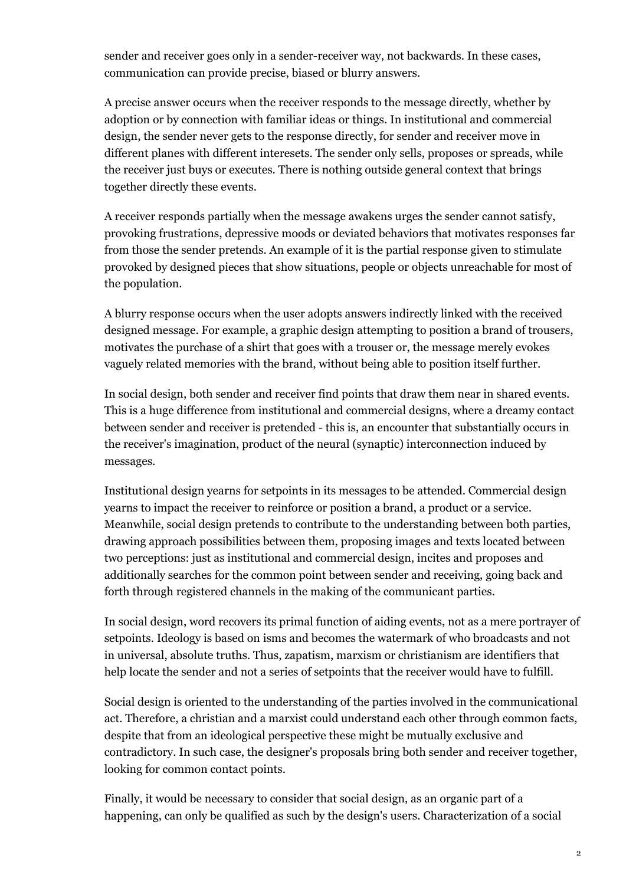sender and receiver goes only in a sender-receiver way, not backwards. In these cases, communication can provide precise, biased or blurry answers.

A precise answer occurs when the receiver responds to the message directly, whether by adoption or by connection with familiar ideas or things. In institutional and commercial design, the sender never gets to the response directly, for sender and receiver move in different planes with different interesets. The sender only sells, proposes or spreads, while the receiver just buys or executes. There is nothing outside general context that brings together directly these events.

A receiver responds partially when the message awakens urges the sender cannot satisfy, provoking frustrations, depressive moods or deviated behaviors that motivates responses far from those the sender pretends. An example of it is the partial response given to stimulate provoked by designed pieces that show situations, people or objects unreachable for most of the population.

A blurry response occurs when the user adopts answers indirectly linked with the received designed message. For example, a graphic design attempting to position a brand of trousers, motivates the purchase of a shirt that goes with a trouser or, the message merely evokes vaguely related memories with the brand, without being able to position itself further.

In social design, both sender and receiver find points that draw them near in shared events. This is a huge difference from institutional and commercial designs, where a dreamy contact between sender and receiver is pretended - this is, an encounter that substantially occurs in the receiver's imagination, product of the neural (synaptic) interconnection induced by messages.

Institutional design yearns for setpoints in its messages to be attended. Commercial design yearns to impact the receiver to reinforce or position a brand, a product or a service. Meanwhile, social design pretends to contribute to the understanding between both parties, drawing approach possibilities between them, proposing images and texts located between two perceptions: just as institutional and commercial design, incites and proposes and additionally searches for the common point between sender and receiving, going back and forth through registered channels in the making of the communicant parties.

In social design, word recovers its primal function of aiding events, not as a mere portrayer of setpoints. Ideology is based on isms and becomes the watermark of who broadcasts and not in universal, absolute truths. Thus, zapatism, marxism or christianism are identifiers that help locate the sender and not a series of setpoints that the receiver would have to fulfill.

Social design is oriented to the understanding of the parties involved in the communicational act. Therefore, a christian and a marxist could understand each other through common facts, despite that from an ideological perspective these might be mutually exclusive and contradictory. In such case, the designer's proposals bring both sender and receiver together, looking for common contact points.

Finally, it would be necessary to consider that social design, as an organic part of a happening, can only be qualified as such by the design's users. Characterization of a social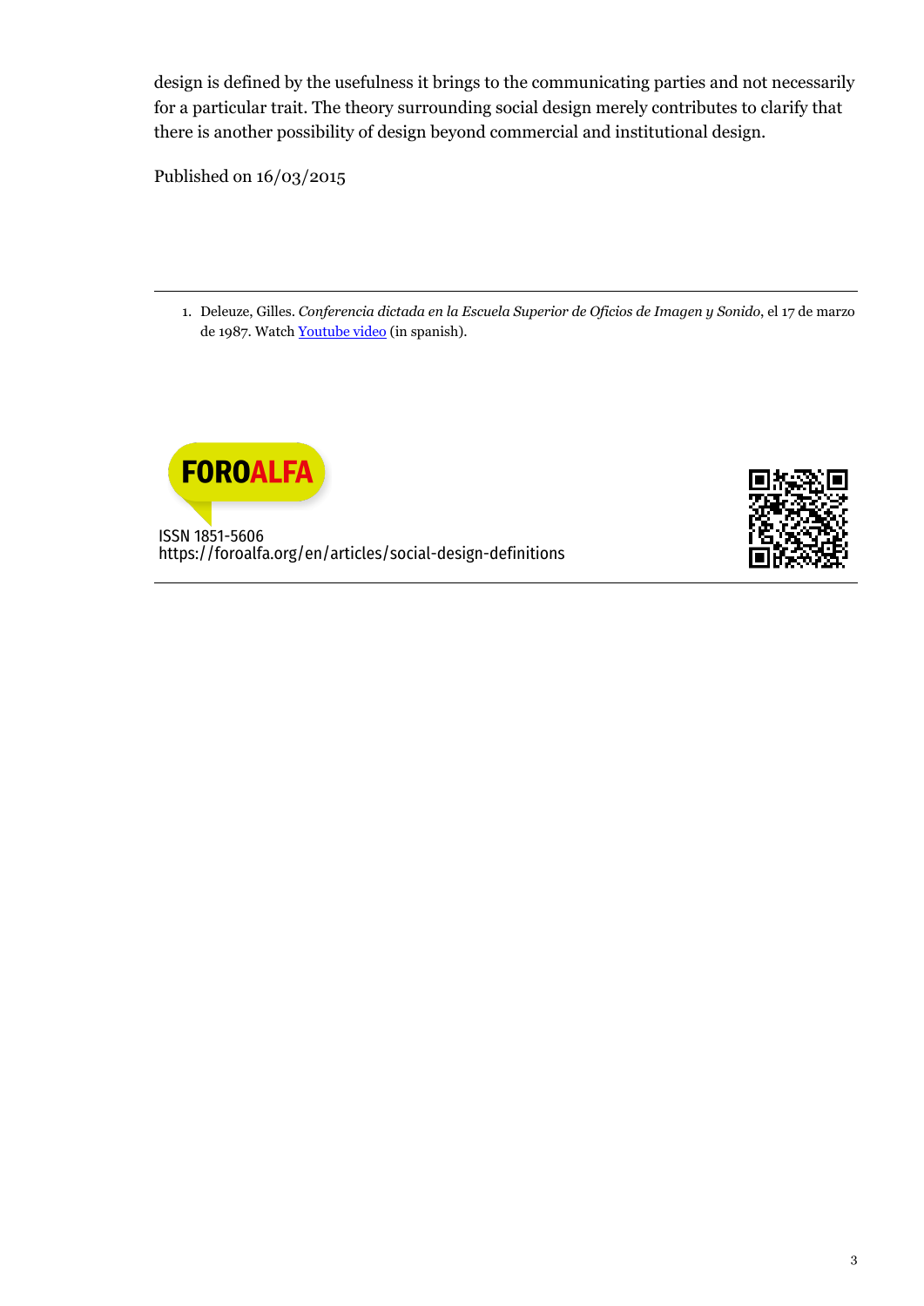design is defined by the usefulness it brings to the communicating parties and not necessarily for a particular trait. The theory surrounding social design merely contributes to clarify that there is another possibility of design beyond commercial and institutional design.

Published on 16/03/2015

---

1. Deleuze, Gilles. *Conferencia dictada en la Escuela Superior de Oficios de Imagen y Sonido*, el 17 de marzo de 1987. Watch [Youtube video] (in spanish).

FOROALFA

ISSN 1851-5606
https://foroalfa.org/en/articles/social-design-definitions